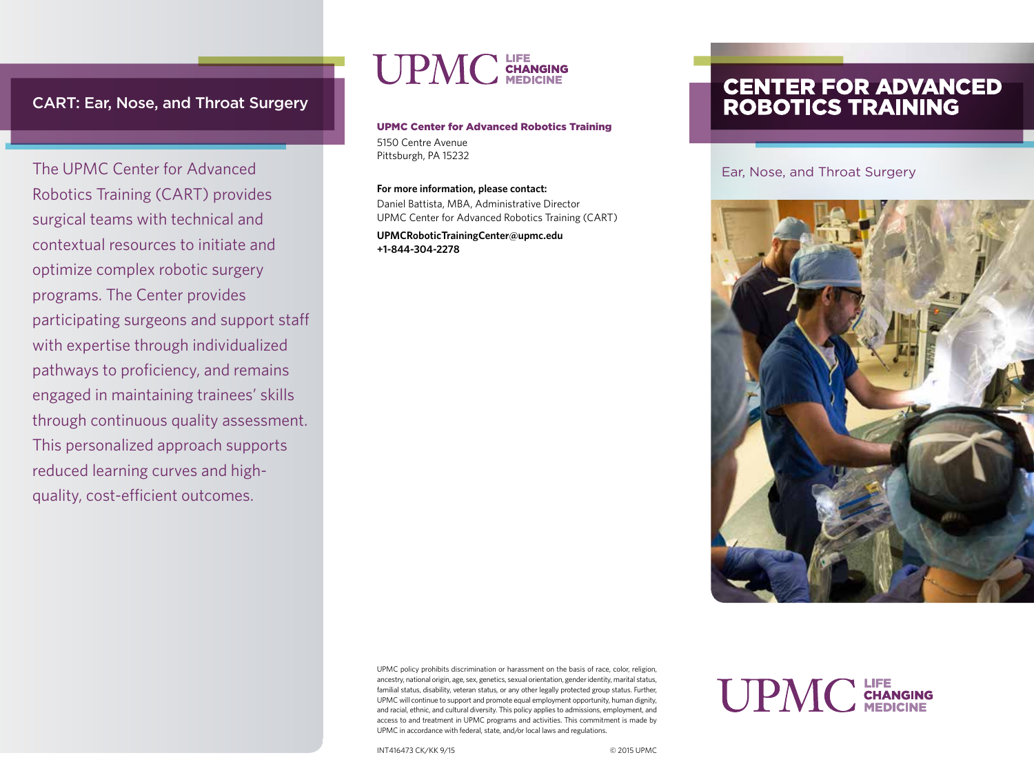## CART: Ear, Nose, and Throat Surgery

The UPMC Center for Advanced Robotics Training (CART) provides surgical teams with technical and contextual resources to initiate and optimize complex robotic surgery programs. The Center provides participating surgeons and support staff with expertise through individualized pathways to proficiency, and remains engaged in maintaining trainees' skills through continuous quality assessment. This personalized approach supports reduced learning curves and high-quality, cost-efficient outcomes.

UPMC LIFE CHANGING MEDICINE

**UPMC Center for Advanced Robotics Training**
5150 Centre Avenue
Pittsburgh, PA 15232

**For more information, please contact:**
Daniel Battista, MBA, Administrative Director
UPMC Center for Advanced Robotics Training (CART)

**UPMCRoboticTrainingCenter@upmc.edu**
**+1-844-304-2278**

UPMC policy prohibits discrimination or harassment on the basis of race, color, religion, ancestry, national origin, age, sex, genetics, sexual orientation, gender identity, marital status, familial status, disability, veteran status, or any other legally protected group status. Further, UPMC will continue to support and promote equal employment opportunity, human dignity, and racial, ethnic, and cultural diversity. This policy applies to admissions, employment, and access to and treatment in UPMC programs and activities. This commitment is made by UPMC in accordance with federal, state, and/or local laws and regulations.

INT416473 CK/KK 9/15 © 2015 UPMC

# CENTER FOR ADVANCED ROBOTICS TRAINING

Ear, Nose, and Throat Surgery

UPMC LIFE CHANGING MEDICINE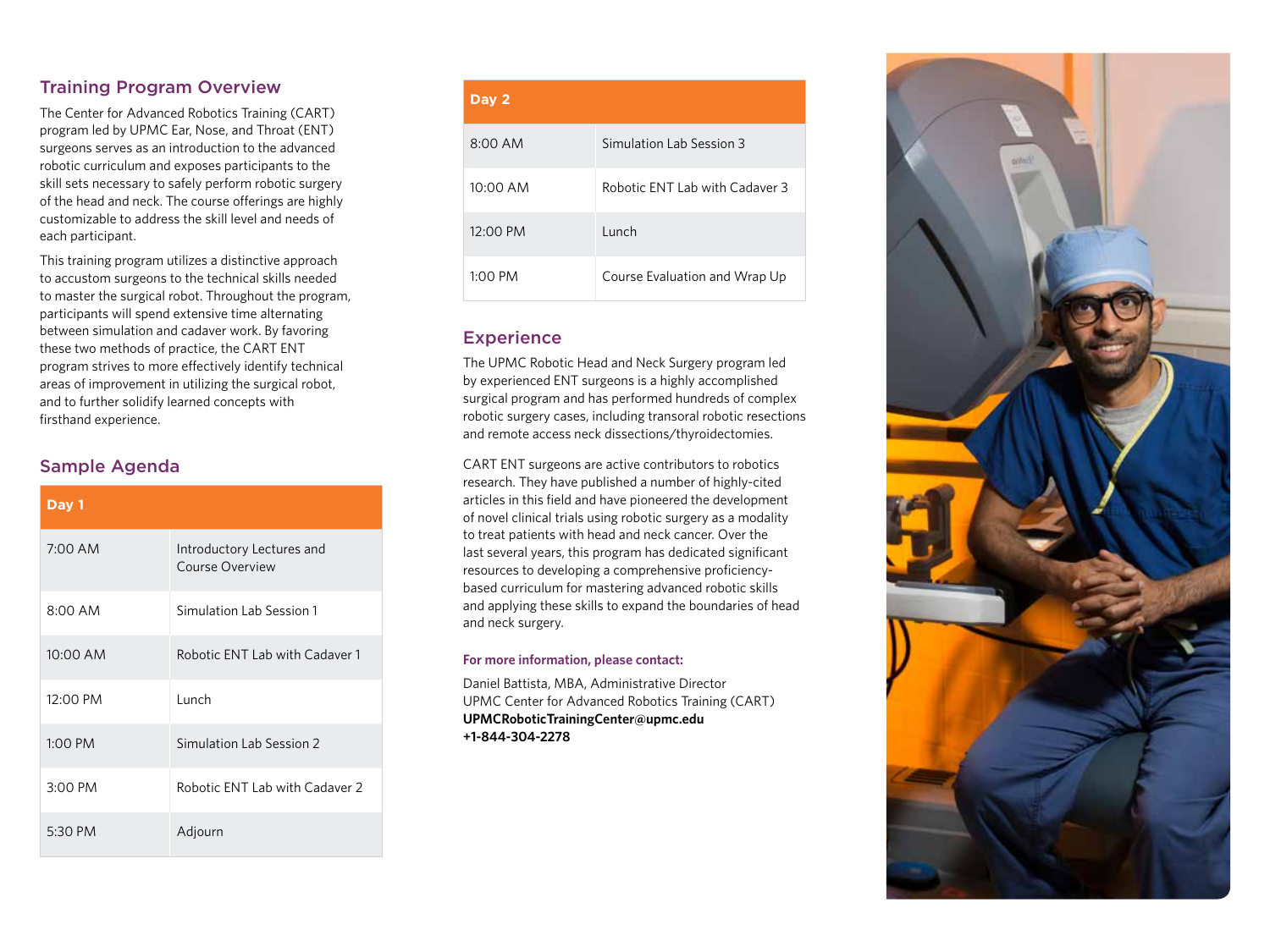## Training Program Overview

The Center for Advanced Robotics Training (CART) program led by UPMC Ear, Nose, and Throat (ENT) surgeons serves as an introduction to the advanced robotic curriculum and exposes participants to the skill sets necessary to safely perform robotic surgery of the head and neck. The course offerings are highly customizable to address the skill level and needs of each participant.

This training program utilizes a distinctive approach to accustom surgeons to the technical skills needed to master the surgical robot. Throughout the program, participants will spend extensive time alternating between simulation and cadaver work. By favoring these two methods of practice, the CART ENT program strives to more effectively identify technical areas of improvement in utilizing the surgical robot, and to further solidify learned concepts with firsthand experience.

## Sample Agenda

| Day 1 | |
|---|---|
| 7:00 AM | Introductory Lectures and Course Overview |
| 8:00 AM | Simulation Lab Session 1 |
| 10:00 AM | Robotic ENT Lab with Cadaver 1 |
| 12:00 PM | Lunch |
| 1:00 PM | Simulation Lab Session 2 |
| 3:00 PM | Robotic ENT Lab with Cadaver 2 |
| 5:30 PM | Adjourn |

| Day 2 | |
|---|---|
| 8:00 AM | Simulation Lab Session 3 |
| 10:00 AM | Robotic ENT Lab with Cadaver 3 |
| 12:00 PM | Lunch |
| 1:00 PM | Course Evaluation and Wrap Up |

## Experience

The UPMC Robotic Head and Neck Surgery program led by experienced ENT surgeons is a highly accomplished surgical program and has performed hundreds of complex robotic surgery cases, including transoral robotic resections and remote access neck dissections/thyroidectomies.

CART ENT surgeons are active contributors to robotics research. They have published a number of highly-cited articles in this field and have pioneered the development of novel clinical trials using robotic surgery as a modality to treat patients with head and neck cancer. Over the last several years, this program has dedicated significant resources to developing a comprehensive proficiency-based curriculum for mastering advanced robotic skills and applying these skills to expand the boundaries of head and neck surgery.

**For more information, please contact:**

Daniel Battista, MBA, Administrative Director
UPMC Center for Advanced Robotics Training (CART)
**UPMCRoboticTrainingCenter@upmc.edu**
**+1-844-304-2278**